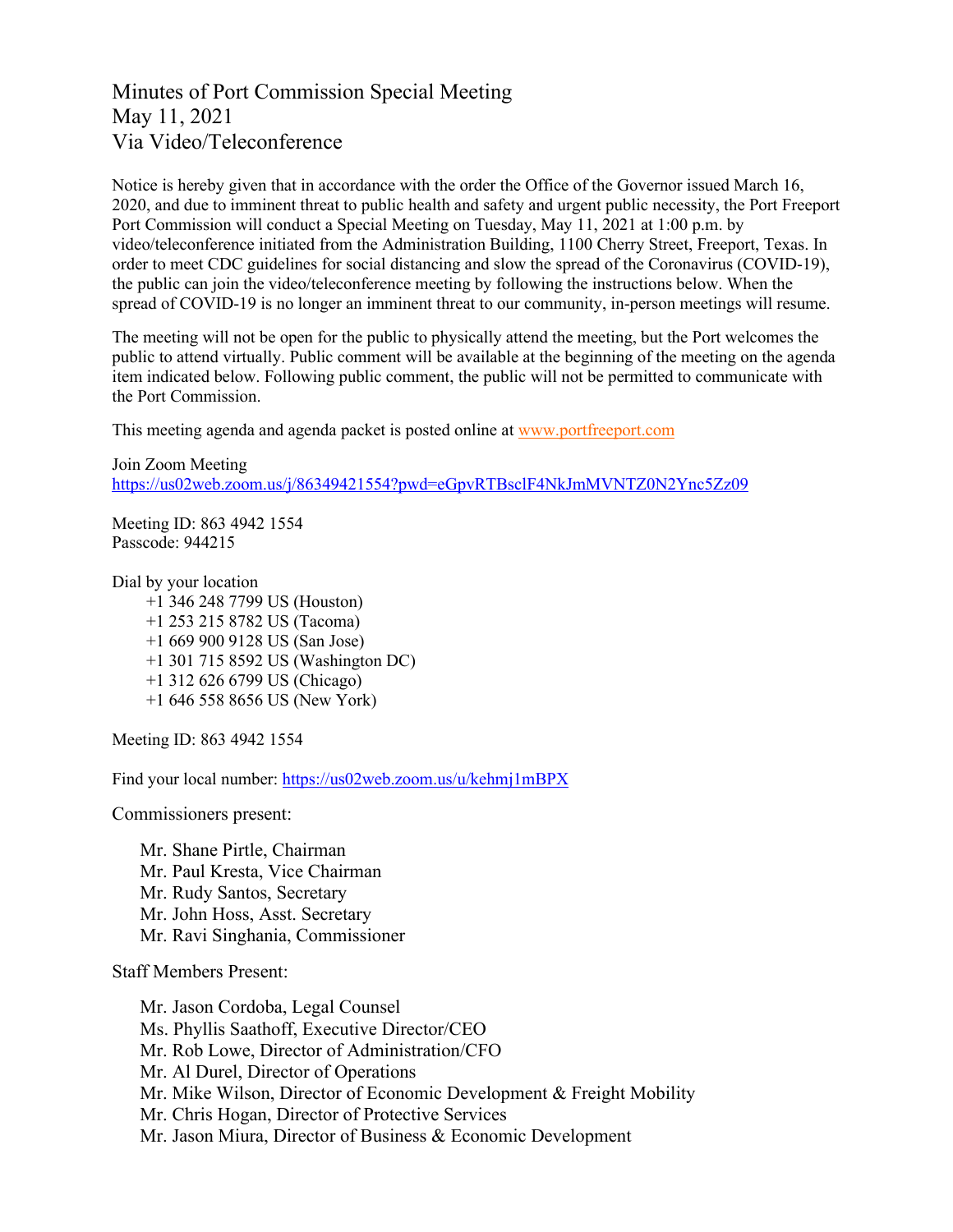# Minutes of Port Commission Special Meeting
# May 11, 2021
# Via Video/Teleconference

Notice is hereby given that in accordance with the order the Office of the Governor issued March 16, 2020, and due to imminent threat to public health and safety and urgent public necessity, the Port Freeport Port Commission will conduct a Special Meeting on Tuesday, May 11, 2021 at 1:00 p.m. by video/teleconference initiated from the Administration Building, 1100 Cherry Street, Freeport, Texas. In order to meet CDC guidelines for social distancing and slow the spread of the Coronavirus (COVID-19), the public can join the video/teleconference meeting by following the instructions below. When the spread of COVID-19 is no longer an imminent threat to our community, in-person meetings will resume.

The meeting will not be open for the public to physically attend the meeting, but the Port welcomes the public to attend virtually. Public comment will be available at the beginning of the meeting on the agenda item indicated below. Following public comment, the public will not be permitted to communicate with the Port Commission.

This meeting agenda and agenda packet is posted online at www.portfreeport.com

Join Zoom Meeting
https://us02web.zoom.us/j/86349421554?pwd=eGpvRTBsclF4NkJmMVNTZ0N2Ync5Zz09

Meeting ID: 863 4942 1554
Passcode: 944215

Dial by your location
- +1 346 248 7799 US (Houston)
- +1 253 215 8782 US (Tacoma)
- +1 669 900 9128 US (San Jose)
- +1 301 715 8592 US (Washington DC)
- +1 312 626 6799 US (Chicago)
- +1 646 558 8656 US (New York)

Meeting ID: 863 4942 1554

Find your local number: https://us02web.zoom.us/u/kehmj1mBPX

Commissioners present:

- Mr. Shane Pirtle, Chairman
- Mr. Paul Kresta, Vice Chairman
- Mr. Rudy Santos, Secretary
- Mr. John Hoss, Asst. Secretary
- Mr. Ravi Singhania, Commissioner

Staff Members Present:

- Mr. Jason Cordoba, Legal Counsel
- Ms. Phyllis Saathoff, Executive Director/CEO
- Mr. Rob Lowe, Director of Administration/CFO
- Mr. Al Durel, Director of Operations
- Mr. Mike Wilson, Director of Economic Development & Freight Mobility
- Mr. Chris Hogan, Director of Protective Services
- Mr. Jason Miura, Director of Business & Economic Development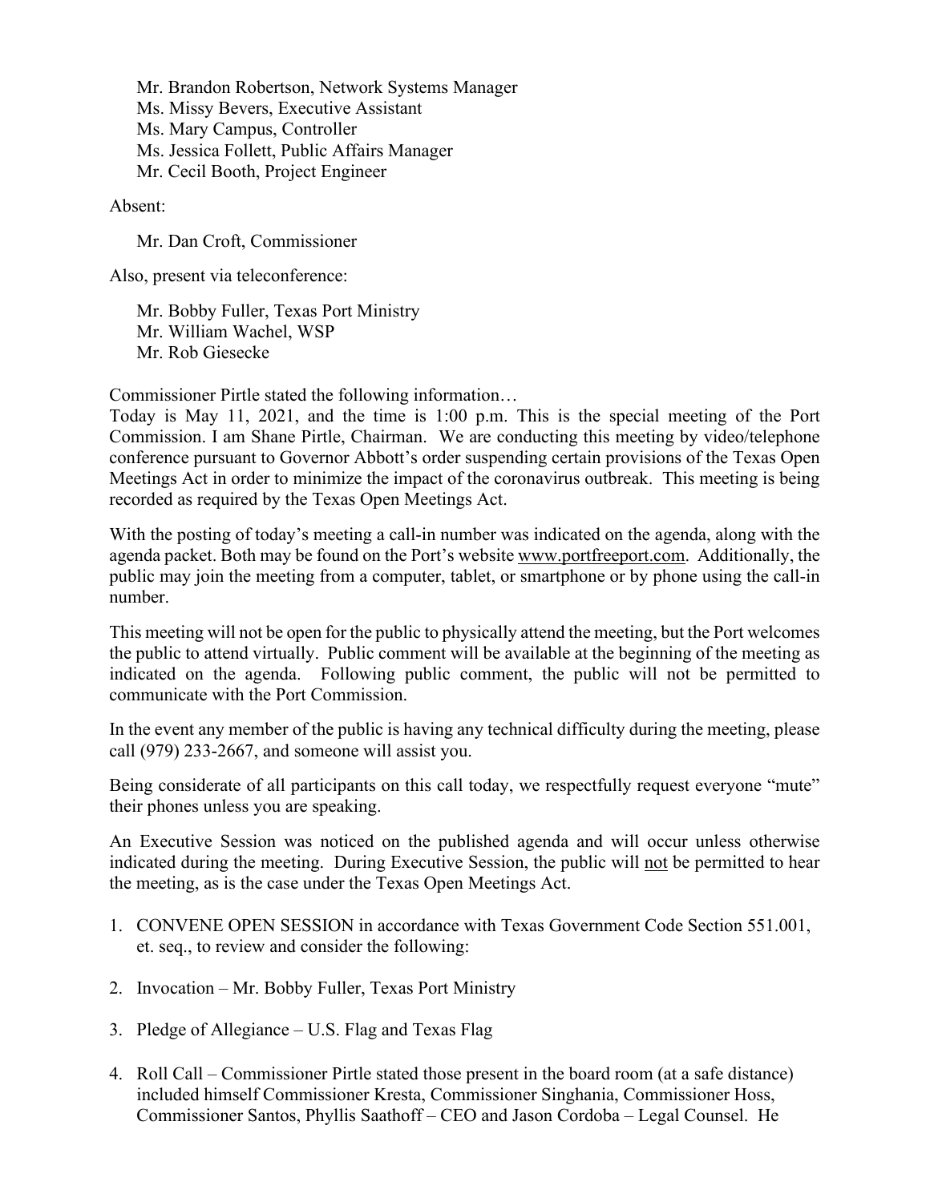Mr. Brandon Robertson, Network Systems Manager
Ms. Missy Bevers, Executive Assistant
Ms. Mary Campus, Controller
Ms. Jessica Follett, Public Affairs Manager
Mr. Cecil Booth, Project Engineer

Absent:

Mr. Dan Croft, Commissioner

Also, present via teleconference:

Mr. Bobby Fuller, Texas Port Ministry
Mr. William Wachel, WSP
Mr. Rob Giesecke

Commissioner Pirtle stated the following information…
Today is May 11, 2021, and the time is 1:00 p.m. This is the special meeting of the Port Commission. I am Shane Pirtle, Chairman. We are conducting this meeting by video/telephone conference pursuant to Governor Abbott's order suspending certain provisions of the Texas Open Meetings Act in order to minimize the impact of the coronavirus outbreak. This meeting is being recorded as required by the Texas Open Meetings Act.

With the posting of today's meeting a call-in number was indicated on the agenda, along with the agenda packet. Both may be found on the Port's website www.portfreeport.com. Additionally, the public may join the meeting from a computer, tablet, or smartphone or by phone using the call-in number.

This meeting will not be open for the public to physically attend the meeting, but the Port welcomes the public to attend virtually. Public comment will be available at the beginning of the meeting as indicated on the agenda. Following public comment, the public will not be permitted to communicate with the Port Commission.

In the event any member of the public is having any technical difficulty during the meeting, please call (979) 233-2667, and someone will assist you.

Being considerate of all participants on this call today, we respectfully request everyone "mute" their phones unless you are speaking.

An Executive Session was noticed on the published agenda and will occur unless otherwise indicated during the meeting. During Executive Session, the public will <u>not</u> be permitted to hear the meeting, as is the case under the Texas Open Meetings Act.

1. CONVENE OPEN SESSION in accordance with Texas Government Code Section 551.001, et. seq., to review and consider the following:

2. Invocation – Mr. Bobby Fuller, Texas Port Ministry

3. Pledge of Allegiance – U.S. Flag and Texas Flag

4. Roll Call – Commissioner Pirtle stated those present in the board room (at a safe distance) included himself Commissioner Kresta, Commissioner Singhania, Commissioner Hoss, Commissioner Santos, Phyllis Saathoff – CEO and Jason Cordoba – Legal Counsel. He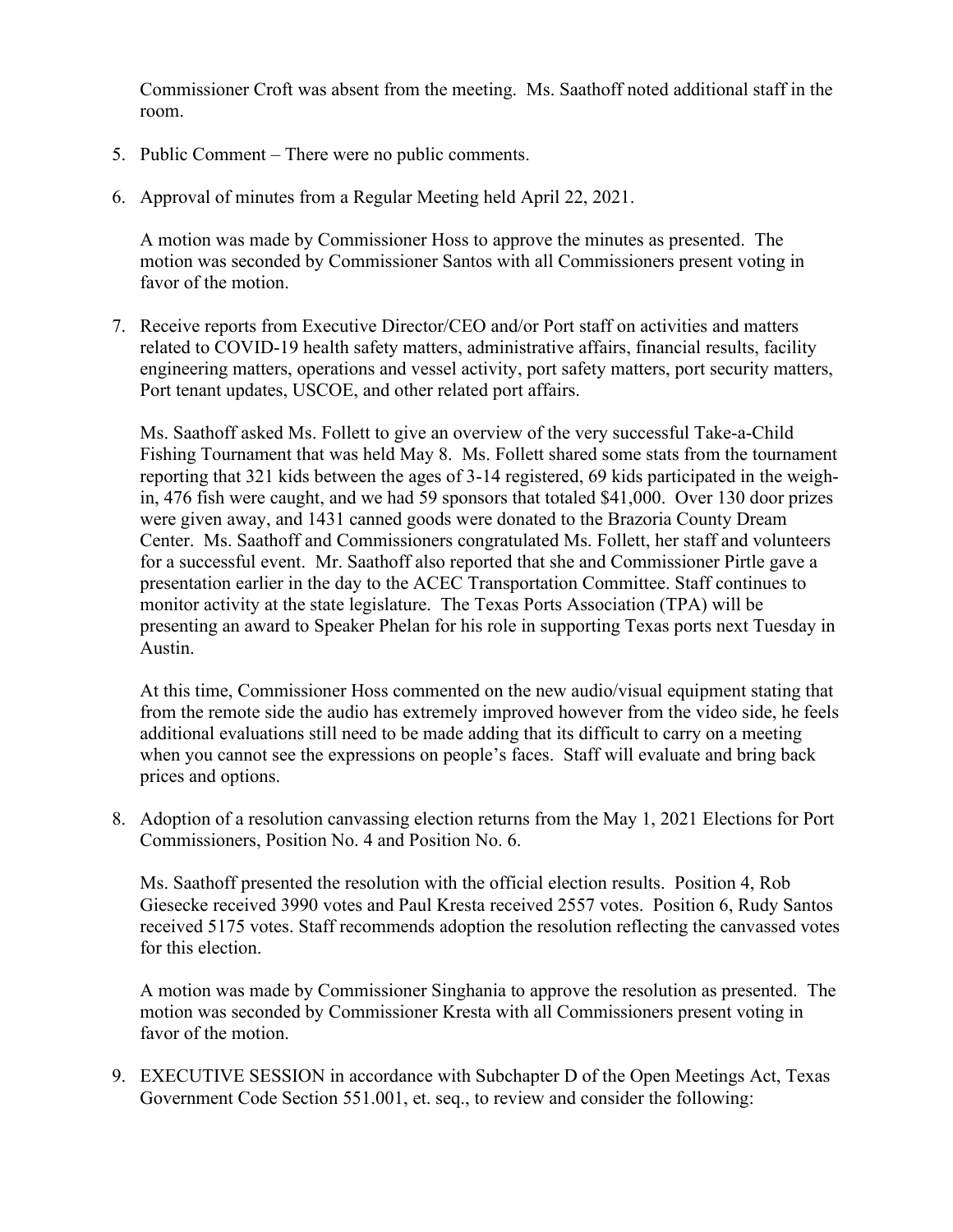Commissioner Croft was absent from the meeting. Ms. Saathoff noted additional staff in the room.

5. Public Comment – There were no public comments.

6. Approval of minutes from a Regular Meeting held April 22, 2021.

   A motion was made by Commissioner Hoss to approve the minutes as presented. The motion was seconded by Commissioner Santos with all Commissioners present voting in favor of the motion.

7. Receive reports from Executive Director/CEO and/or Port staff on activities and matters related to COVID-19 health safety matters, administrative affairs, financial results, facility engineering matters, operations and vessel activity, port safety matters, port security matters, Port tenant updates, USCOE, and other related port affairs.

   Ms. Saathoff asked Ms. Follett to give an overview of the very successful Take-a-Child Fishing Tournament that was held May 8. Ms. Follett shared some stats from the tournament reporting that 321 kids between the ages of 3-14 registered, 69 kids participated in the weigh-in, 476 fish were caught, and we had 59 sponsors that totaled $41,000. Over 130 door prizes were given away, and 1431 canned goods were donated to the Brazoria County Dream Center. Ms. Saathoff and Commissioners congratulated Ms. Follett, her staff and volunteers for a successful event. Mr. Saathoff also reported that she and Commissioner Pirtle gave a presentation earlier in the day to the ACEC Transportation Committee. Staff continues to monitor activity at the state legislature. The Texas Ports Association (TPA) will be presenting an award to Speaker Phelan for his role in supporting Texas ports next Tuesday in Austin.

   At this time, Commissioner Hoss commented on the new audio/visual equipment stating that from the remote side the audio has extremely improved however from the video side, he feels additional evaluations still need to be made adding that its difficult to carry on a meeting when you cannot see the expressions on people's faces. Staff will evaluate and bring back prices and options.

8. Adoption of a resolution canvassing election returns from the May 1, 2021 Elections for Port Commissioners, Position No. 4 and Position No. 6.

   Ms. Saathoff presented the resolution with the official election results. Position 4, Rob Giesecke received 3990 votes and Paul Kresta received 2557 votes. Position 6, Rudy Santos received 5175 votes. Staff recommends adoption the resolution reflecting the canvassed votes for this election.

   A motion was made by Commissioner Singhania to approve the resolution as presented. The motion was seconded by Commissioner Kresta with all Commissioners present voting in favor of the motion.

9. EXECUTIVE SESSION in accordance with Subchapter D of the Open Meetings Act, Texas Government Code Section 551.001, et. seq., to review and consider the following: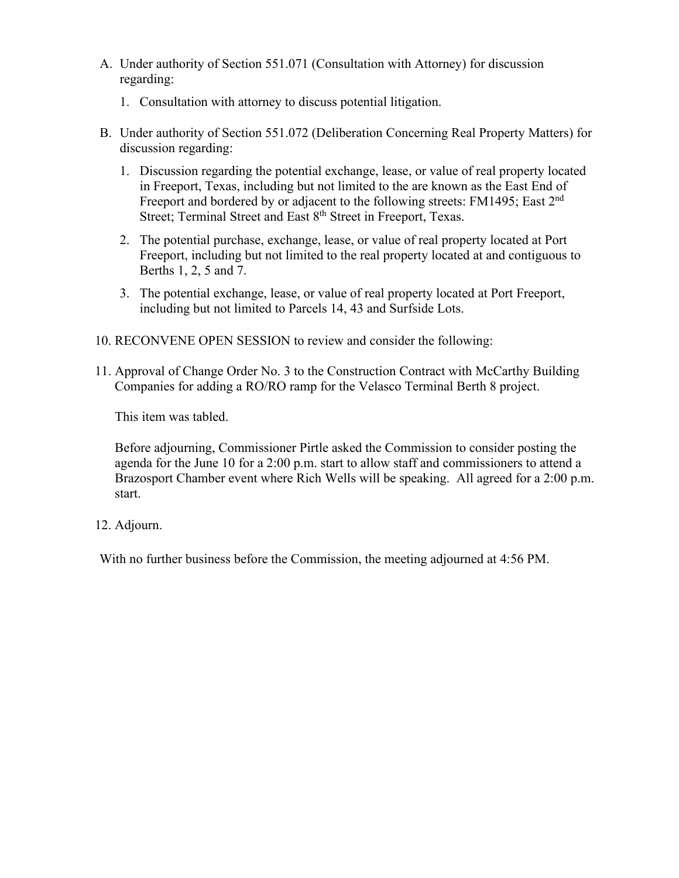A. Under authority of Section 551.071 (Consultation with Attorney) for discussion regarding:

   1. Consultation with attorney to discuss potential litigation.

B. Under authority of Section 551.072 (Deliberation Concerning Real Property Matters) for discussion regarding:

   1. Discussion regarding the potential exchange, lease, or value of real property located in Freeport, Texas, including but not limited to the are known as the East End of Freeport and bordered by or adjacent to the following streets: FM1495; East 2nd Street; Terminal Street and East 8th Street in Freeport, Texas.

   2. The potential purchase, exchange, lease, or value of real property located at Port Freeport, including but not limited to the real property located at and contiguous to Berths 1, 2, 5 and 7.

   3. The potential exchange, lease, or value of real property located at Port Freeport, including but not limited to Parcels 14, 43 and Surfside Lots.

10. RECONVENE OPEN SESSION to review and consider the following:

11. Approval of Change Order No. 3 to the Construction Contract with McCarthy Building Companies for adding a RO/RO ramp for the Velasco Terminal Berth 8 project.

    This item was tabled.

    Before adjourning, Commissioner Pirtle asked the Commission to consider posting the agenda for the June 10 for a 2:00 p.m. start to allow staff and commissioners to attend a Brazosport Chamber event where Rich Wells will be speaking. All agreed for a 2:00 p.m. start.

12. Adjourn.

With no further business before the Commission, the meeting adjourned at 4:56 PM.